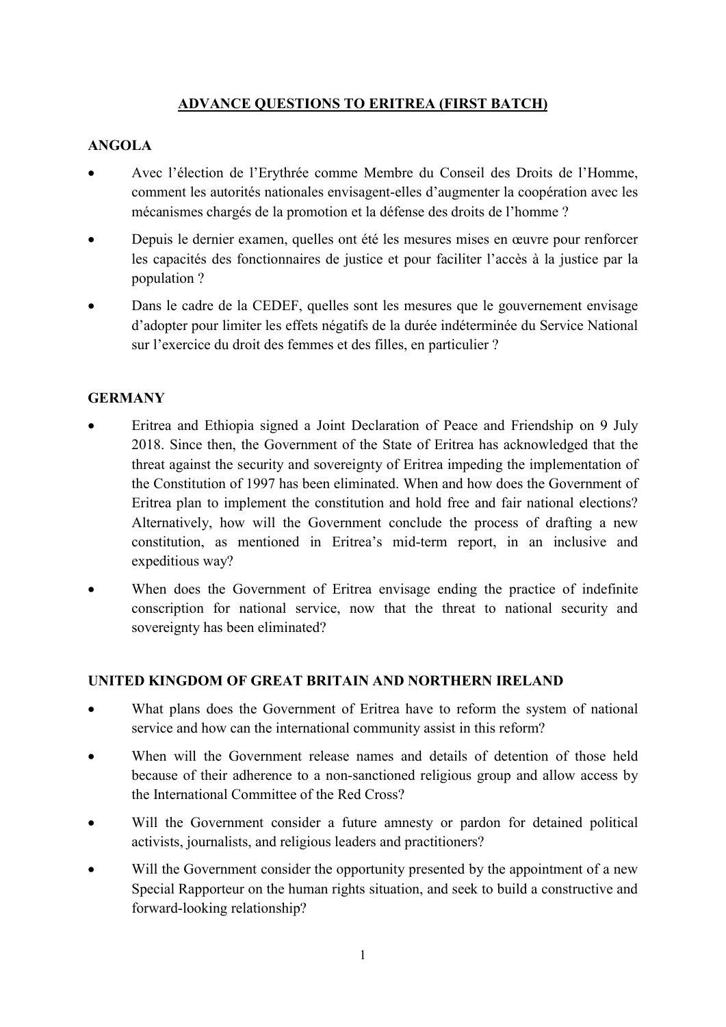# ADVANCE QUESTIONS TO ERITREA (FIRST BATCH)

## ANGOLA

- Avec l'élection de l'Erythrée comme Membre du Conseil des Droits de l'Homme, comment les autorités nationales envisagent-elles d'augmenter la coopération avec les mécanismes chargés de la promotion et la défense des droits de l'homme ?
- Depuis le dernier examen, quelles ont été les mesures mises en œuvre pour renforcer les capacités des fonctionnaires de justice et pour faciliter l'accès à la justice par la population ?
- Dans le cadre de la CEDEF, quelles sont les mesures que le gouvernement envisage d'adopter pour limiter les effets négatifs de la durée indéterminée du Service National sur l'exercice du droit des femmes et des filles, en particulier ?

## GERMANY

- Eritrea and Ethiopia signed a Joint Declaration of Peace and Friendship on 9 July 2018. Since then, the Government of the State of Eritrea has acknowledged that the threat against the security and sovereignty of Eritrea impeding the implementation of the Constitution of 1997 has been eliminated. When and how does the Government of Eritrea plan to implement the constitution and hold free and fair national elections? Alternatively, how will the Government conclude the process of drafting a new constitution, as mentioned in Eritrea's mid-term report, in an inclusive and expeditious way?
- When does the Government of Eritrea envisage ending the practice of indefinite conscription for national service, now that the threat to national security and sovereignty has been eliminated?

## UNITED KINGDOM OF GREAT BRITAIN AND NORTHERN IRELAND

- What plans does the Government of Eritrea have to reform the system of national service and how can the international community assist in this reform?
- When will the Government release names and details of detention of those held because of their adherence to a non-sanctioned religious group and allow access by the International Committee of the Red Cross?
- Will the Government consider a future amnesty or pardon for detained political activists, journalists, and religious leaders and practitioners?
- Will the Government consider the opportunity presented by the appointment of a new Special Rapporteur on the human rights situation, and seek to build a constructive and forward-looking relationship?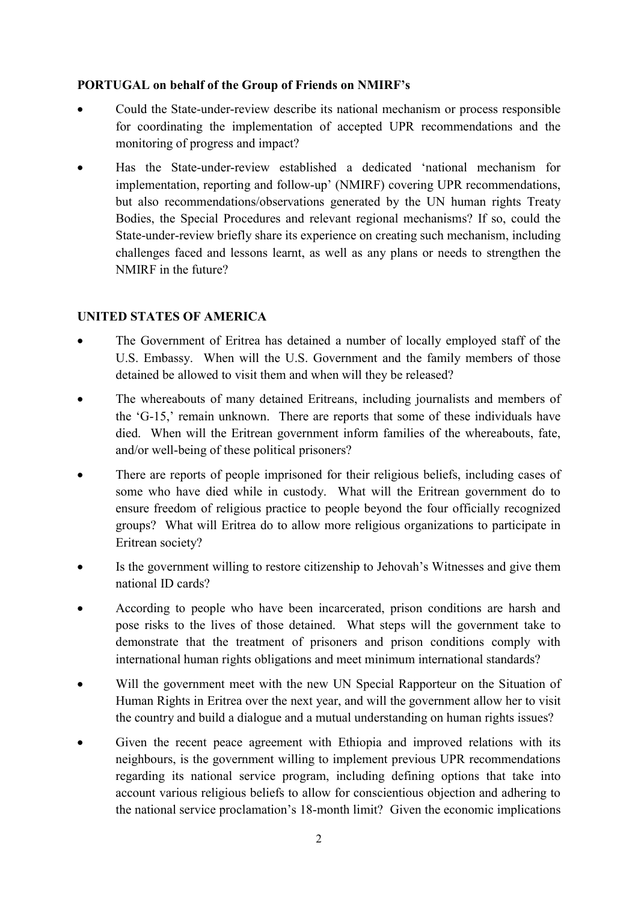**PORTUGAL on behalf of the Group of Friends on NMIRF's**

- Could the State-under-review describe its national mechanism or process responsible for coordinating the implementation of accepted UPR recommendations and the monitoring of progress and impact?
- Has the State-under-review established a dedicated 'national mechanism for implementation, reporting and follow-up' (NMIRF) covering UPR recommendations, but also recommendations/observations generated by the UN human rights Treaty Bodies, the Special Procedures and relevant regional mechanisms? If so, could the State-under-review briefly share its experience on creating such mechanism, including challenges faced and lessons learnt, as well as any plans or needs to strengthen the NMIRF in the future?

**UNITED STATES OF AMERICA**

- The Government of Eritrea has detained a number of locally employed staff of the U.S. Embassy. When will the U.S. Government and the family members of those detained be allowed to visit them and when will they be released?
- The whereabouts of many detained Eritreans, including journalists and members of the 'G-15,' remain unknown. There are reports that some of these individuals have died. When will the Eritrean government inform families of the whereabouts, fate, and/or well-being of these political prisoners?
- There are reports of people imprisoned for their religious beliefs, including cases of some who have died while in custody. What will the Eritrean government do to ensure freedom of religious practice to people beyond the four officially recognized groups? What will Eritrea do to allow more religious organizations to participate in Eritrean society?
- Is the government willing to restore citizenship to Jehovah's Witnesses and give them national ID cards?
- According to people who have been incarcerated, prison conditions are harsh and pose risks to the lives of those detained. What steps will the government take to demonstrate that the treatment of prisoners and prison conditions comply with international human rights obligations and meet minimum international standards?
- Will the government meet with the new UN Special Rapporteur on the Situation of Human Rights in Eritrea over the next year, and will the government allow her to visit the country and build a dialogue and a mutual understanding on human rights issues?
- Given the recent peace agreement with Ethiopia and improved relations with its neighbours, is the government willing to implement previous UPR recommendations regarding its national service program, including defining options that take into account various religious beliefs to allow for conscientious objection and adhering to the national service proclamation's 18-month limit? Given the economic implications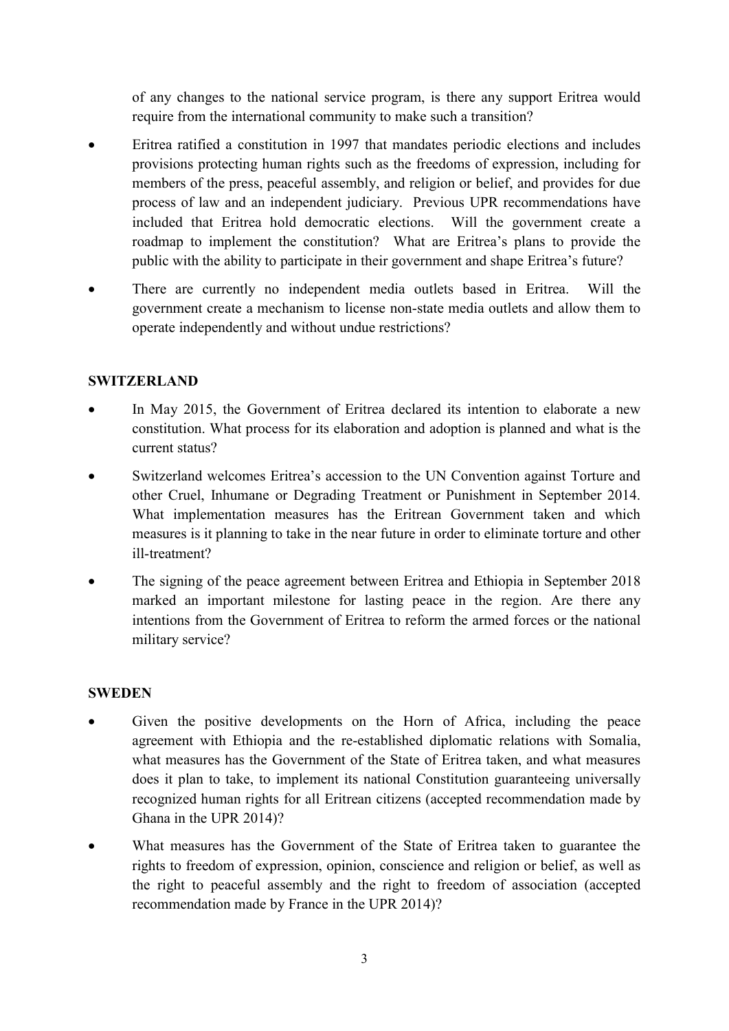of any changes to the national service program, is there any support Eritrea would require from the international community to make such a transition?

- Eritrea ratified a constitution in 1997 that mandates periodic elections and includes provisions protecting human rights such as the freedoms of expression, including for members of the press, peaceful assembly, and religion or belief, and provides for due process of law and an independent judiciary. Previous UPR recommendations have included that Eritrea hold democratic elections. Will the government create a roadmap to implement the constitution? What are Eritrea's plans to provide the public with the ability to participate in their government and shape Eritrea's future?
- There are currently no independent media outlets based in Eritrea. Will the government create a mechanism to license non-state media outlets and allow them to operate independently and without undue restrictions?

**SWITZERLAND**

- In May 2015, the Government of Eritrea declared its intention to elaborate a new constitution. What process for its elaboration and adoption is planned and what is the current status?
- Switzerland welcomes Eritrea's accession to the UN Convention against Torture and other Cruel, Inhumane or Degrading Treatment or Punishment in September 2014. What implementation measures has the Eritrean Government taken and which measures is it planning to take in the near future in order to eliminate torture and other ill-treatment?
- The signing of the peace agreement between Eritrea and Ethiopia in September 2018 marked an important milestone for lasting peace in the region. Are there any intentions from the Government of Eritrea to reform the armed forces or the national military service?

**SWEDEN**

- Given the positive developments on the Horn of Africa, including the peace agreement with Ethiopia and the re-established diplomatic relations with Somalia, what measures has the Government of the State of Eritrea taken, and what measures does it plan to take, to implement its national Constitution guaranteeing universally recognized human rights for all Eritrean citizens (accepted recommendation made by Ghana in the UPR 2014)?
- What measures has the Government of the State of Eritrea taken to guarantee the rights to freedom of expression, opinion, conscience and religion or belief, as well as the right to peaceful assembly and the right to freedom of association (accepted recommendation made by France in the UPR 2014)?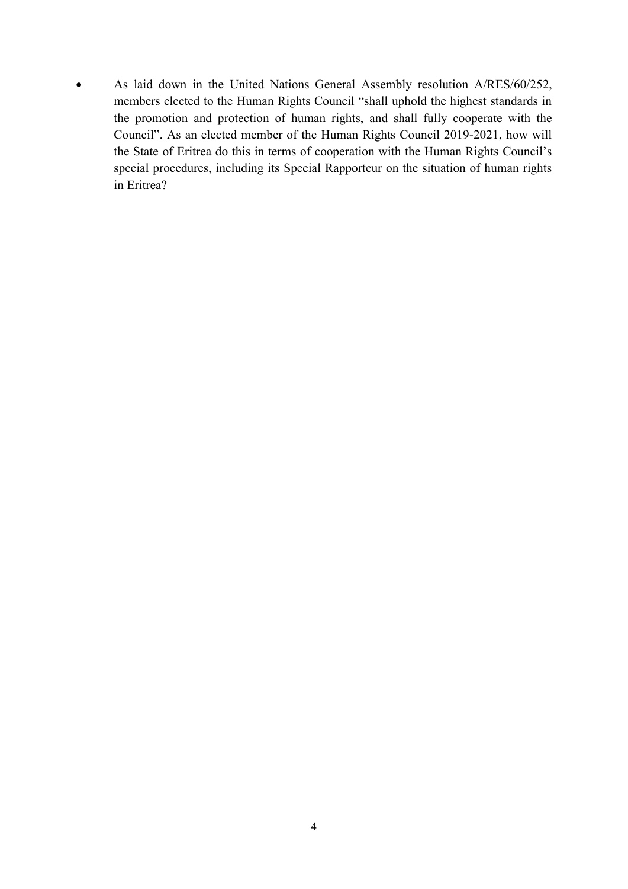- As laid down in the United Nations General Assembly resolution A/RES/60/252, members elected to the Human Rights Council "shall uphold the highest standards in the promotion and protection of human rights, and shall fully cooperate with the Council". As an elected member of the Human Rights Council 2019-2021, how will the State of Eritrea do this in terms of cooperation with the Human Rights Council's special procedures, including its Special Rapporteur on the situation of human rights in Eritrea?